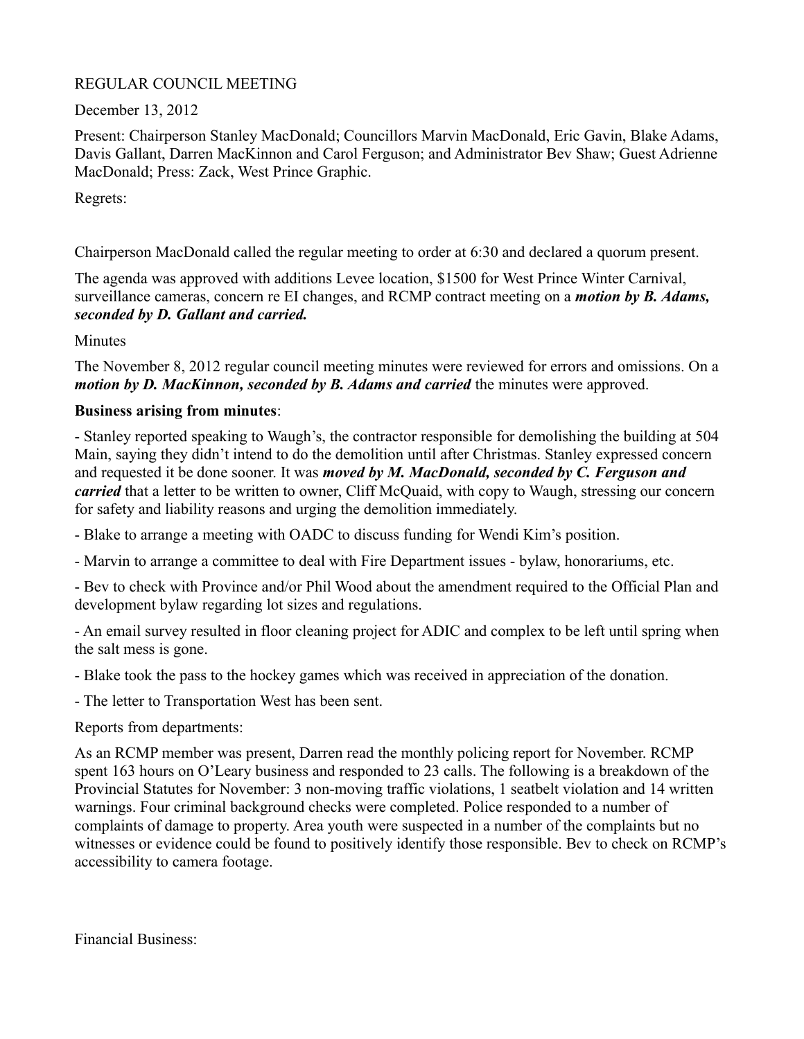REGULAR COUNCIL MEETING

December 13, 2012

Present: Chairperson Stanley MacDonald; Councillors Marvin MacDonald, Eric Gavin, Blake Adams, Davis Gallant, Darren MacKinnon and Carol Ferguson; and Administrator Bev Shaw; Guest Adrienne MacDonald; Press: Zack, West Prince Graphic.

Regrets:

Chairperson MacDonald called the regular meeting to order at 6:30 and declared a quorum present.

The agenda was approved with additions Levee location, $1500 for West Prince Winter Carnival, surveillance cameras, concern re EI changes, and RCMP contract meeting on a ***motion by B. Adams, seconded by D. Gallant and carried.***

Minutes

The November 8, 2012 regular council meeting minutes were reviewed for errors and omissions. On a ***motion by D. MacKinnon, seconded by B. Adams and carried*** the minutes were approved.

**Business arising from minutes**:

- Stanley reported speaking to Waugh's, the contractor responsible for demolishing the building at 504 Main, saying they didn't intend to do the demolition until after Christmas. Stanley expressed concern and requested it be done sooner. It was ***moved by M. MacDonald, seconded by C. Ferguson and carried*** that a letter to be written to owner, Cliff McQuaid, with copy to Waugh, stressing our concern for safety and liability reasons and urging the demolition immediately.
- Blake to arrange a meeting with OADC to discuss funding for Wendi Kim's position.
- Marvin to arrange a committee to deal with Fire Department issues - bylaw, honorariums, etc.
- Bev to check with Province and/or Phil Wood about the amendment required to the Official Plan and development bylaw regarding lot sizes and regulations.
- An email survey resulted in floor cleaning project for ADIC and complex to be left until spring when the salt mess is gone.
- Blake took the pass to the hockey games which was received in appreciation of the donation.
- The letter to Transportation West has been sent.

Reports from departments:

As an RCMP member was present, Darren read the monthly policing report for November. RCMP spent 163 hours on O'Leary business and responded to 23 calls. The following is a breakdown of the Provincial Statutes for November: 3 non-moving traffic violations, 1 seatbelt violation and 14 written warnings. Four criminal background checks were completed. Police responded to a number of complaints of damage to property. Area youth were suspected in a number of the complaints but no witnesses or evidence could be found to positively identify those responsible. Bev to check on RCMP's accessibility to camera footage.

Financial Business: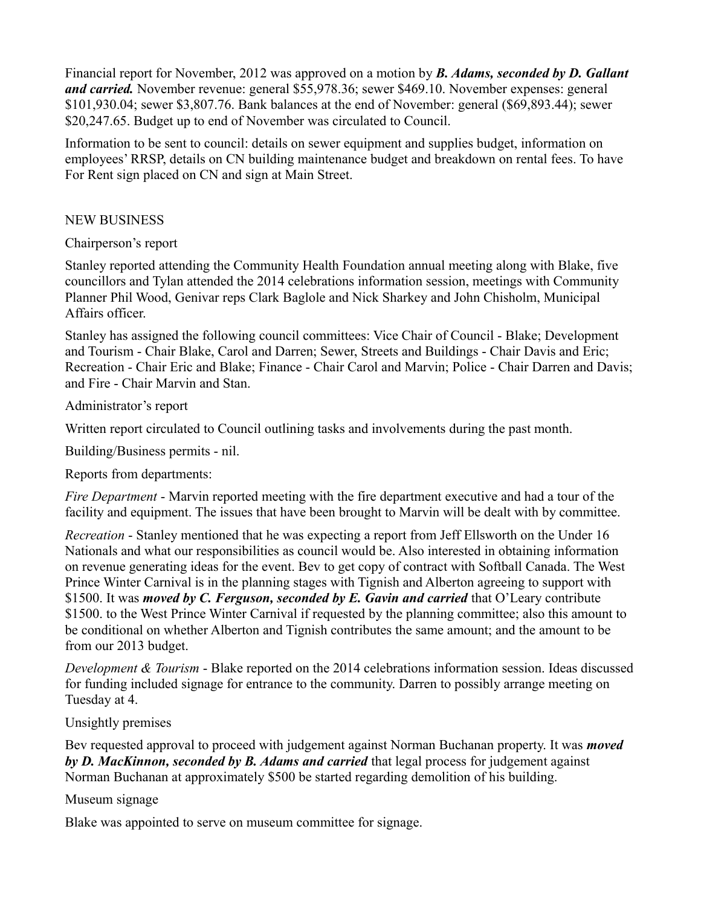Financial report for November, 2012 was approved on a motion by ***B. Adams, seconded by D. Gallant and carried.*** November revenue: general $55,978.36; sewer $469.10. November expenses: general $101,930.04; sewer $3,807.76. Bank balances at the end of November: general ($69,893.44); sewer $20,247.65. Budget up to end of November was circulated to Council.

Information to be sent to council: details on sewer equipment and supplies budget, information on employees' RRSP, details on CN building maintenance budget and breakdown on rental fees. To have For Rent sign placed on CN and sign at Main Street.

## NEW BUSINESS

### Chairperson's report

Stanley reported attending the Community Health Foundation annual meeting along with Blake, five councillors and Tylan attended the 2014 celebrations information session, meetings with Community Planner Phil Wood, Genivar reps Clark Baglole and Nick Sharkey and John Chisholm, Municipal Affairs officer.

Stanley has assigned the following council committees: Vice Chair of Council - Blake; Development and Tourism - Chair Blake, Carol and Darren; Sewer, Streets and Buildings - Chair Davis and Eric; Recreation - Chair Eric and Blake; Finance - Chair Carol and Marvin; Police - Chair Darren and Davis; and Fire - Chair Marvin and Stan.

### Administrator's report

Written report circulated to Council outlining tasks and involvements during the past month.

Building/Business permits - nil.

Reports from departments:

*Fire Department* - Marvin reported meeting with the fire department executive and had a tour of the facility and equipment. The issues that have been brought to Marvin will be dealt with by committee.

*Recreation* - Stanley mentioned that he was expecting a report from Jeff Ellsworth on the Under 16 Nationals and what our responsibilities as council would be. Also interested in obtaining information on revenue generating ideas for the event. Bev to get copy of contract with Softball Canada. The West Prince Winter Carnival is in the planning stages with Tignish and Alberton agreeing to support with $1500. It was ***moved by C. Ferguson, seconded by E. Gavin and carried*** that O'Leary contribute $1500. to the West Prince Winter Carnival if requested by the planning committee; also this amount to be conditional on whether Alberton and Tignish contributes the same amount; and the amount to be from our 2013 budget.

*Development & Tourism* - Blake reported on the 2014 celebrations information session. Ideas discussed for funding included signage for entrance to the community. Darren to possibly arrange meeting on Tuesday at 4.

### Unsightly premises

Bev requested approval to proceed with judgement against Norman Buchanan property. It was ***moved by D. MacKinnon, seconded by B. Adams and carried*** that legal process for judgement against Norman Buchanan at approximately $500 be started regarding demolition of his building.

### Museum signage

Blake was appointed to serve on museum committee for signage.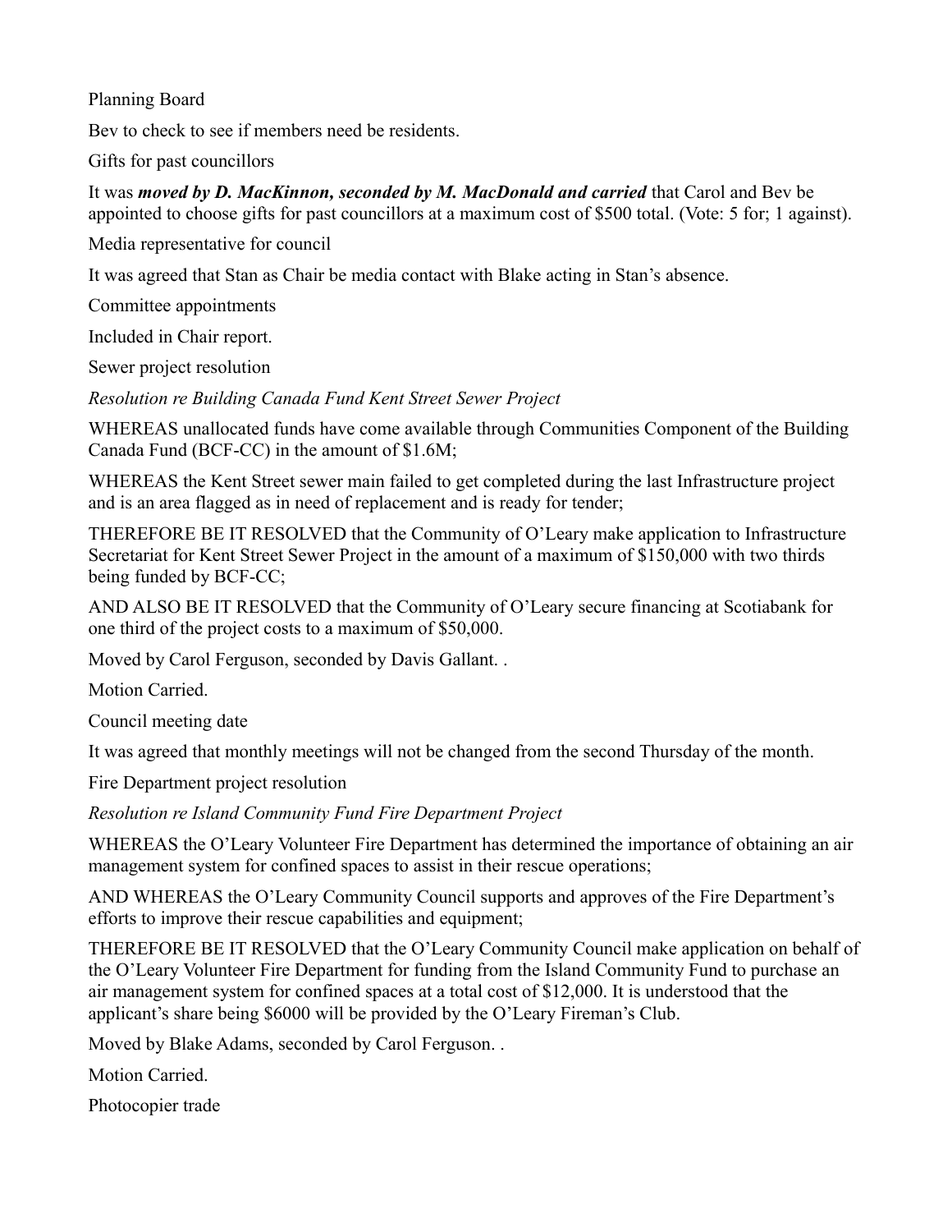Planning Board

Bev to check to see if members need be residents.

Gifts for past councillors

It was ***moved by D. MacKinnon, seconded by M. MacDonald and carried*** that Carol and Bev be appointed to choose gifts for past councillors at a maximum cost of $500 total. (Vote: 5 for; 1 against).

Media representative for council

It was agreed that Stan as Chair be media contact with Blake acting in Stan's absence.

Committee appointments

Included in Chair report.

Sewer project resolution

*Resolution re Building Canada Fund Kent Street Sewer Project*

WHEREAS unallocated funds have come available through Communities Component of the Building Canada Fund (BCF-CC) in the amount of $1.6M;

WHEREAS the Kent Street sewer main failed to get completed during the last Infrastructure project and is an area flagged as in need of replacement and is ready for tender;

THEREFORE BE IT RESOLVED that the Community of O'Leary make application to Infrastructure Secretariat for Kent Street Sewer Project in the amount of a maximum of $150,000 with two thirds being funded by BCF-CC;

AND ALSO BE IT RESOLVED that the Community of O'Leary secure financing at Scotiabank for one third of the project costs to a maximum of $50,000.

Moved by Carol Ferguson, seconded by Davis Gallant. .

Motion Carried.

Council meeting date

It was agreed that monthly meetings will not be changed from the second Thursday of the month.

Fire Department project resolution

*Resolution re Island Community Fund Fire Department Project*

WHEREAS the O'Leary Volunteer Fire Department has determined the importance of obtaining an air management system for confined spaces to assist in their rescue operations;

AND WHEREAS the O'Leary Community Council supports and approves of the Fire Department's efforts to improve their rescue capabilities and equipment;

THEREFORE BE IT RESOLVED that the O'Leary Community Council make application on behalf of the O'Leary Volunteer Fire Department for funding from the Island Community Fund to purchase an air management system for confined spaces at a total cost of $12,000. It is understood that the applicant's share being $6000 will be provided by the O'Leary Fireman's Club.

Moved by Blake Adams, seconded by Carol Ferguson. .

Motion Carried.

Photocopier trade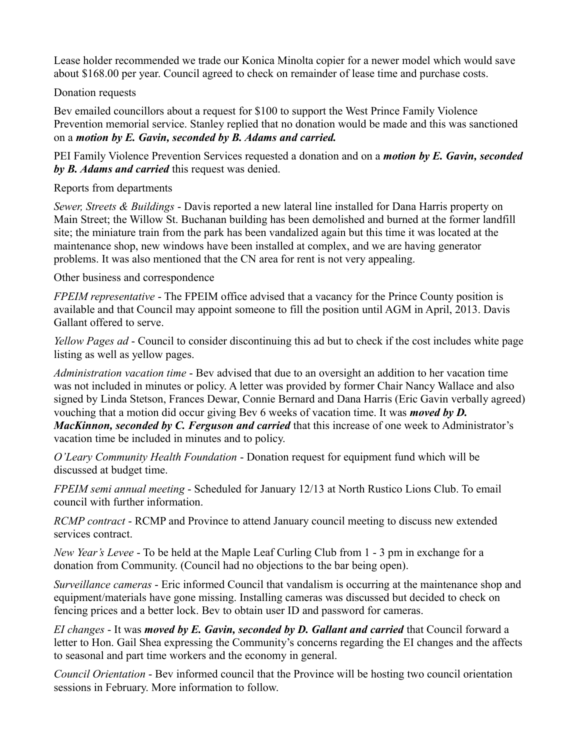Lease holder recommended we trade our Konica Minolta copier for a newer model which would save about $168.00 per year. Council agreed to check on remainder of lease time and purchase costs.

Donation requests

Bev emailed councillors about a request for $100 to support the West Prince Family Violence Prevention memorial service. Stanley replied that no donation would be made and this was sanctioned on a ***motion by E. Gavin, seconded by B. Adams and carried.***

PEI Family Violence Prevention Services requested a donation and on a ***motion by E. Gavin, seconded by B. Adams and carried*** this request was denied.

Reports from departments

*Sewer, Streets & Buildings* - Davis reported a new lateral line installed for Dana Harris property on Main Street; the Willow St. Buchanan building has been demolished and burned at the former landfill site; the miniature train from the park has been vandalized again but this time it was located at the maintenance shop, new windows have been installed at complex, and we are having generator problems. It was also mentioned that the CN area for rent is not very appealing.

Other business and correspondence

*FPEIM representative* - The FPEIM office advised that a vacancy for the Prince County position is available and that Council may appoint someone to fill the position until AGM in April, 2013. Davis Gallant offered to serve.

*Yellow Pages ad* - Council to consider discontinuing this ad but to check if the cost includes white page listing as well as yellow pages.

*Administration vacation time* - Bev advised that due to an oversight an addition to her vacation time was not included in minutes or policy. A letter was provided by former Chair Nancy Wallace and also signed by Linda Stetson, Frances Dewar, Connie Bernard and Dana Harris (Eric Gavin verbally agreed) vouching that a motion did occur giving Bev 6 weeks of vacation time. It was ***moved by D. MacKinnon, seconded by C. Ferguson and carried*** that this increase of one week to Administrator's vacation time be included in minutes and to policy.

*O'Leary Community Health Foundation* - Donation request for equipment fund which will be discussed at budget time.

*FPEIM semi annual meeting* - Scheduled for January 12/13 at North Rustico Lions Club. To email council with further information.

*RCMP contract* - RCMP and Province to attend January council meeting to discuss new extended services contract.

*New Year's Levee* - To be held at the Maple Leaf Curling Club from 1 - 3 pm in exchange for a donation from Community. (Council had no objections to the bar being open).

*Surveillance cameras* - Eric informed Council that vandalism is occurring at the maintenance shop and equipment/materials have gone missing. Installing cameras was discussed but decided to check on fencing prices and a better lock. Bev to obtain user ID and password for cameras.

*EI changes* - It was ***moved by E. Gavin, seconded by D. Gallant and carried*** that Council forward a letter to Hon. Gail Shea expressing the Community's concerns regarding the EI changes and the affects to seasonal and part time workers and the economy in general.

*Council Orientation* - Bev informed council that the Province will be hosting two council orientation sessions in February. More information to follow.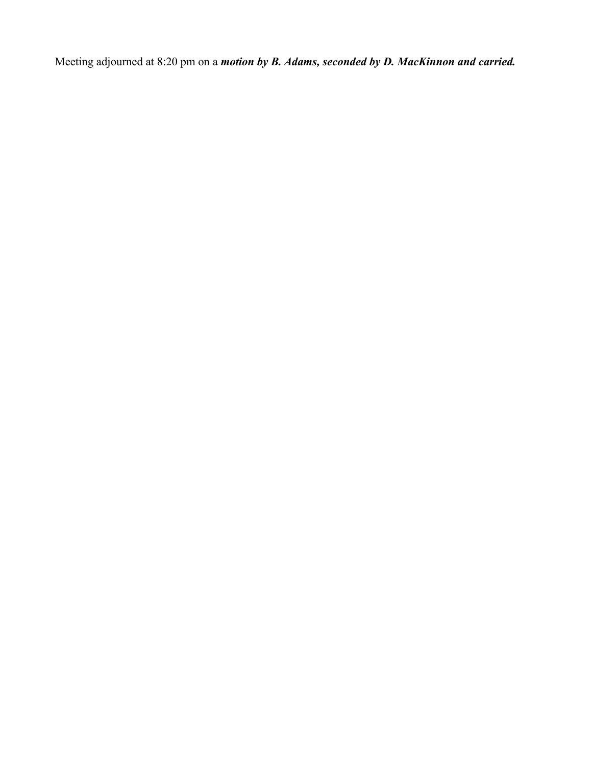Meeting adjourned at 8:20 pm on a ***motion by B. Adams, seconded by D. MacKinnon and carried.***